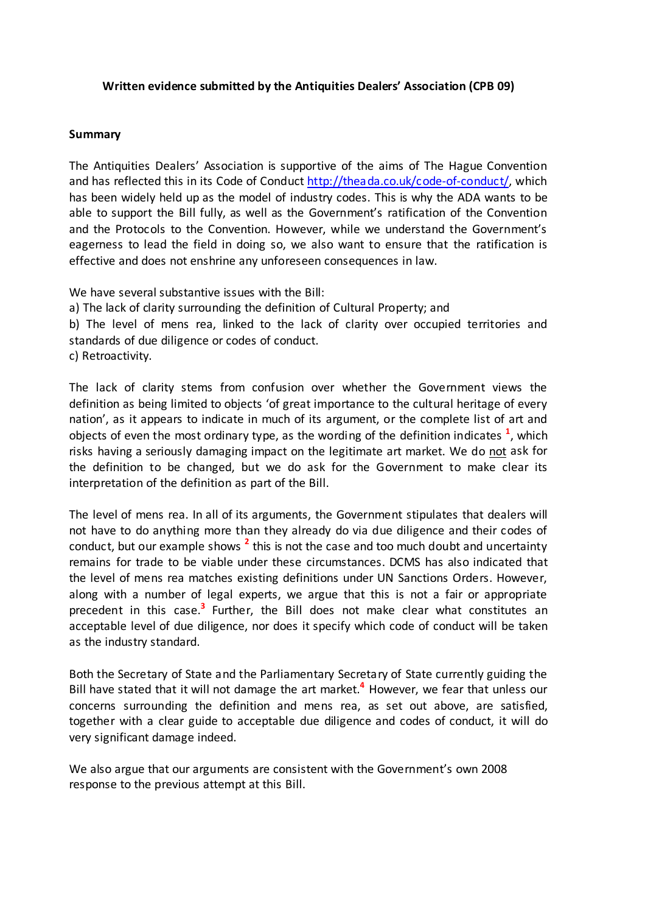**Written evidence submitted by the Antiquities Dealers' Association (CPB 09)**

**Summary**

The Antiquities Dealers' Association is supportive of the aims of The Hague Convention and has reflected this in its Code of Conduct http://theada.co.uk/code-of-conduct/, which has been widely held up as the model of industry codes. This is why the ADA wants to be able to support the Bill fully, as well as the Government's ratification of the Convention and the Protocols to the Convention. However, while we understand the Government's eagerness to lead the field in doing so, we also want to ensure that the ratification is effective and does not enshrine any unforeseen consequences in law.

We have several substantive issues with the Bill:
a) The lack of clarity surrounding the definition of Cultural Property; and
b) The level of mens rea, linked to the lack of clarity over occupied territories and standards of due diligence or codes of conduct.
c) Retroactivity.

The lack of clarity stems from confusion over whether the Government views the definition as being limited to objects 'of great importance to the cultural heritage of every nation', as it appears to indicate in much of its argument, or the complete list of art and objects of even the most ordinary type, as the wording of the definition indicates [1], which risks having a seriously damaging impact on the legitimate art market. We do not ask for the definition to be changed, but we do ask for the Government to make clear its interpretation of the definition as part of the Bill.

The level of mens rea. In all of its arguments, the Government stipulates that dealers will not have to do anything more than they already do via due diligence and their codes of conduct, but our example shows [2] this is not the case and too much doubt and uncertainty remains for trade to be viable under these circumstances. DCMS has also indicated that the level of mens rea matches existing definitions under UN Sanctions Orders. However, along with a number of legal experts, we argue that this is not a fair or appropriate precedent in this case.[3] Further, the Bill does not make clear what constitutes an acceptable level of due diligence, nor does it specify which code of conduct will be taken as the industry standard.

Both the Secretary of State and the Parliamentary Secretary of State currently guiding the Bill have stated that it will not damage the art market.[4] However, we fear that unless our concerns surrounding the definition and mens rea, as set out above, are satisfied, together with a clear guide to acceptable due diligence and codes of conduct, it will do very significant damage indeed.

We also argue that our arguments are consistent with the Government's own 2008 response to the previous attempt at this Bill.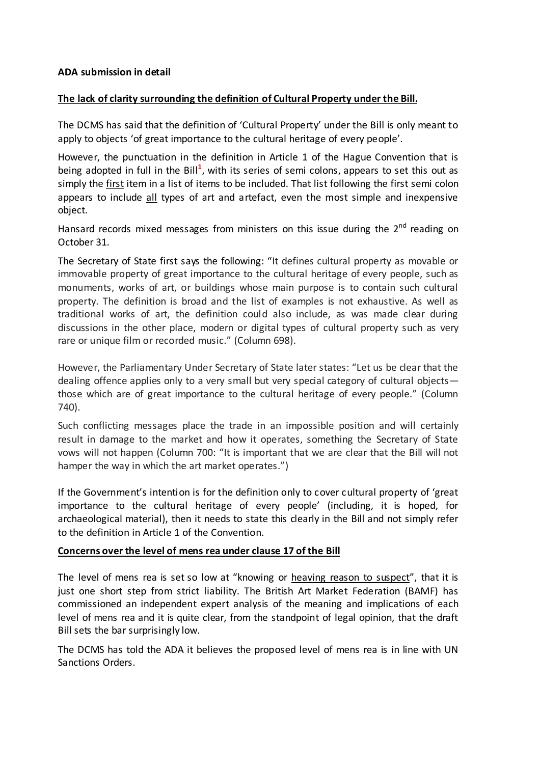**ADA submission in detail**

**The lack of clarity surrounding the definition of Cultural Property under the Bill.**

The DCMS has said that the definition of 'Cultural Property' under the Bill is only meant to apply to objects 'of great importance to the cultural heritage of every people'.

However, the punctuation in the definition in Article 1 of the Hague Convention that is being adopted in full in the Bill[1], with its series of semi colons, appears to set this out as simply the first item in a list of items to be included. That list following the first semi colon appears to include all types of art and artefact, even the most simple and inexpensive object.

Hansard records mixed messages from ministers on this issue during the 2nd reading on October 31.

The Secretary of State first says the following: "It defines cultural property as movable or immovable property of great importance to the cultural heritage of every people, such as monuments, works of art, or buildings whose main purpose is to contain such cultural property. The definition is broad and the list of examples is not exhaustive. As well as traditional works of art, the definition could also include, as was made clear during discussions in the other place, modern or digital types of cultural property such as very rare or unique film or recorded music." (Column 698).

However, the Parliamentary Under Secretary of State later states: "Let us be clear that the dealing offence applies only to a very small but very special category of cultural objects—those which are of great importance to the cultural heritage of every people." (Column 740).

Such conflicting messages place the trade in an impossible position and will certainly result in damage to the market and how it operates, something the Secretary of State vows will not happen (Column 700: "It is important that we are clear that the Bill will not hamper the way in which the art market operates.")

If the Government's intention is for the definition only to cover cultural property of 'great importance to the cultural heritage of every people' (including, it is hoped, for archaeological material), then it needs to state this clearly in the Bill and not simply refer to the definition in Article 1 of the Convention.

**Concerns over the level of mens rea under clause 17 of the Bill**

The level of mens rea is set so low at "knowing or heaving reason to suspect", that it is just one short step from strict liability. The British Art Market Federation (BAMF) has commissioned an independent expert analysis of the meaning and implications of each level of mens rea and it is quite clear, from the standpoint of legal opinion, that the draft Bill sets the bar surprisingly low.

The DCMS has told the ADA it believes the proposed level of mens rea is in line with UN Sanctions Orders.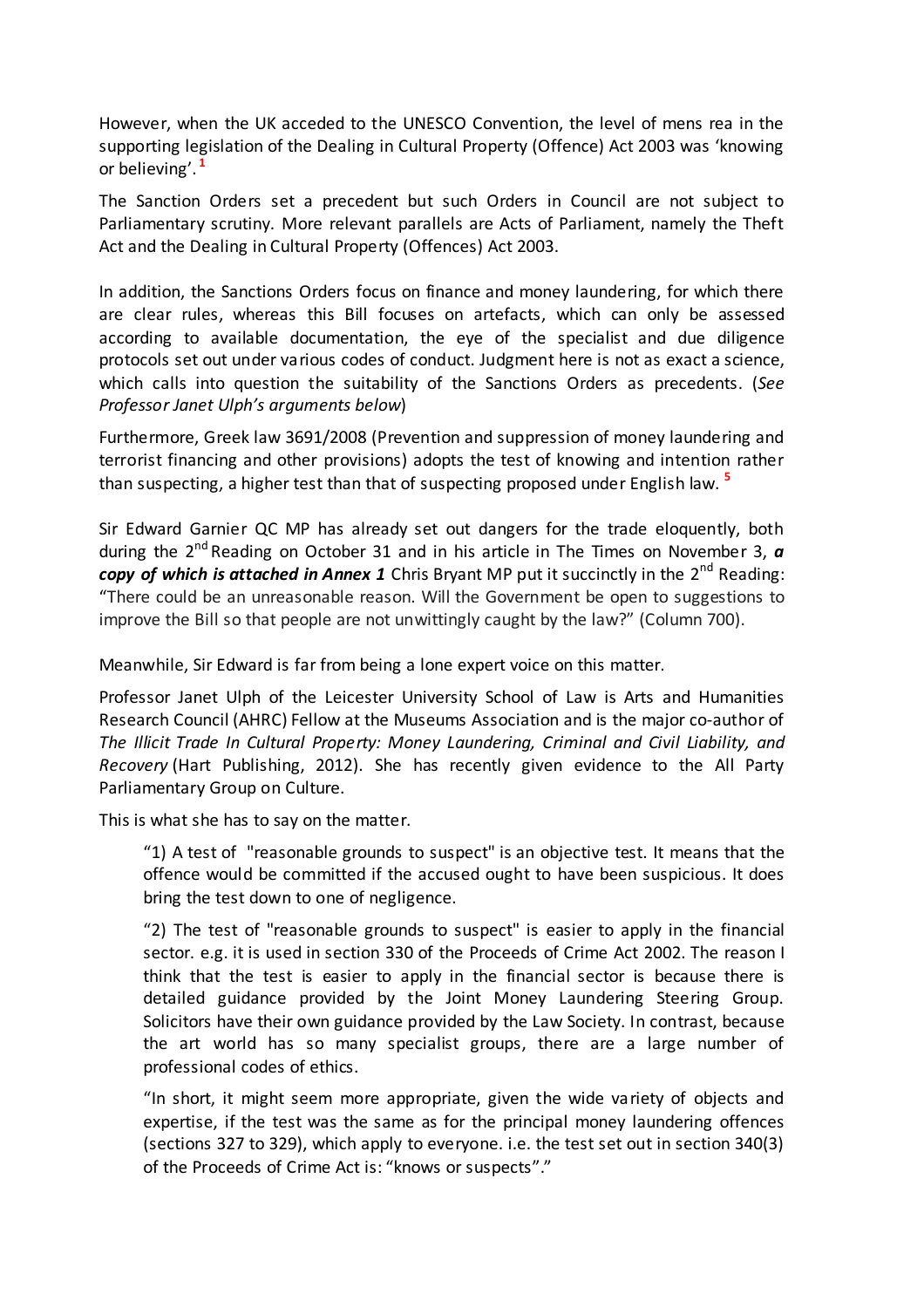However, when the UK acceded to the UNESCO Convention, the level of mens rea in the supporting legislation of the Dealing in Cultural Property (Offence) Act 2003 was 'knowing or believing'. [1]

The Sanction Orders set a precedent but such Orders in Council are not subject to Parliamentary scrutiny. More relevant parallels are Acts of Parliament, namely the Theft Act and the Dealing in Cultural Property (Offences) Act 2003.

In addition, the Sanctions Orders focus on finance and money laundering, for which there are clear rules, whereas this Bill focuses on artefacts, which can only be assessed according to available documentation, the eye of the specialist and due diligence protocols set out under various codes of conduct. Judgment here is not as exact a science, which calls into question the suitability of the Sanctions Orders as precedents. (*See Professor Janet Ulph's arguments below*)

Furthermore, Greek law 3691/2008 (Prevention and suppression of money laundering and terrorist financing and other provisions) adopts the test of knowing and intention rather than suspecting, a higher test than that of suspecting proposed under English law. [5]

Sir Edward Garnier QC MP has already set out dangers for the trade eloquently, both during the 2nd Reading on October 31 and in his article in The Times on November 3, ***a copy of which is attached in Annex 1*** Chris Bryant MP put it succinctly in the 2nd Reading: "There could be an unreasonable reason. Will the Government be open to suggestions to improve the Bill so that people are not unwittingly caught by the law?" (Column 700).

Meanwhile, Sir Edward is far from being a lone expert voice on this matter.

Professor Janet Ulph of the Leicester University School of Law is Arts and Humanities Research Council (AHRC) Fellow at the Museums Association and is the major co-author of *The Illicit Trade In Cultural Property: Money Laundering, Criminal and Civil Liability, and Recovery* (Hart Publishing, 2012). She has recently given evidence to the All Party Parliamentary Group on Culture.

This is what she has to say on the matter.

> "1) A test of "reasonable grounds to suspect" is an objective test. It means that the offence would be committed if the accused ought to have been suspicious. It does bring the test down to one of negligence.
>
> "2) The test of "reasonable grounds to suspect" is easier to apply in the financial sector. e.g. it is used in section 330 of the Proceeds of Crime Act 2002. The reason I think that the test is easier to apply in the financial sector is because there is detailed guidance provided by the Joint Money Laundering Steering Group. Solicitors have their own guidance provided by the Law Society. In contrast, because the art world has so many specialist groups, there are a large number of professional codes of ethics.
>
> "In short, it might seem more appropriate, given the wide variety of objects and expertise, if the test was the same as for the principal money laundering offences (sections 327 to 329), which apply to everyone. i.e. the test set out in section 340(3) of the Proceeds of Crime Act is: "knows or suspects"."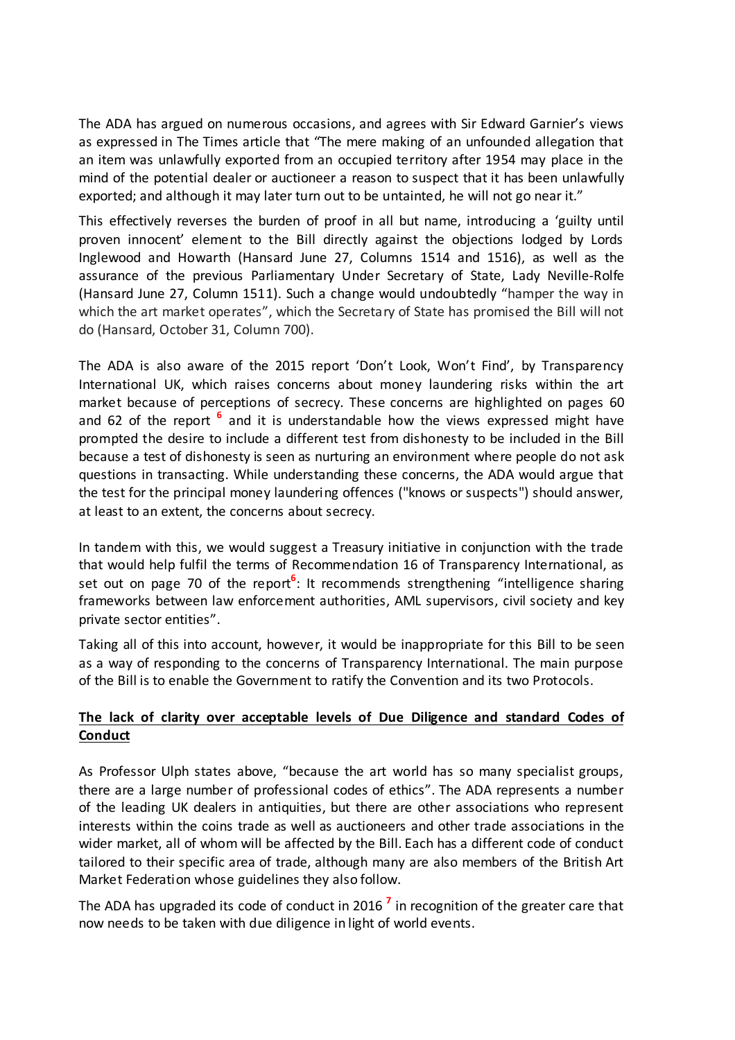The ADA has argued on numerous occasions, and agrees with Sir Edward Garnier's views as expressed in The Times article that "The mere making of an unfounded allegation that an item was unlawfully exported from an occupied territory after 1954 may place in the mind of the potential dealer or auctioneer a reason to suspect that it has been unlawfully exported; and although it may later turn out to be untainted, he will not go near it."

This effectively reverses the burden of proof in all but name, introducing a 'guilty until proven innocent' element to the Bill directly against the objections lodged by Lords Inglewood and Howarth (Hansard June 27, Columns 1514 and 1516), as well as the assurance of the previous Parliamentary Under Secretary of State, Lady Neville-Rolfe (Hansard June 27, Column 1511). Such a change would undoubtedly "hamper the way in which the art market operates", which the Secretary of State has promised the Bill will not do (Hansard, October 31, Column 700).

The ADA is also aware of the 2015 report 'Don't Look, Won't Find', by Transparency International UK, which raises concerns about money laundering risks within the art market because of perceptions of secrecy. These concerns are highlighted on pages 60 and 62 of the report [6] and it is understandable how the views expressed might have prompted the desire to include a different test from dishonesty to be included in the Bill because a test of dishonesty is seen as nurturing an environment where people do not ask questions in transacting. While understanding these concerns, the ADA would argue that the test for the principal money laundering offences ("knows or suspects") should answer, at least to an extent, the concerns about secrecy.

In tandem with this, we would suggest a Treasury initiative in conjunction with the trade that would help fulfil the terms of Recommendation 16 of Transparency International, as set out on page 70 of the report[6]: It recommends strengthening "intelligence sharing frameworks between law enforcement authorities, AML supervisors, civil society and key private sector entities".

Taking all of this into account, however, it would be inappropriate for this Bill to be seen as a way of responding to the concerns of Transparency International. The main purpose of the Bill is to enable the Government to ratify the Convention and its two Protocols.

**The lack of clarity over acceptable levels of Due Diligence and standard Codes of Conduct**

As Professor Ulph states above, "because the art world has so many specialist groups, there are a large number of professional codes of ethics". The ADA represents a number of the leading UK dealers in antiquities, but there are other associations who represent interests within the coins trade as well as auctioneers and other trade associations in the wider market, all of whom will be affected by the Bill. Each has a different code of conduct tailored to their specific area of trade, although many are also members of the British Art Market Federation whose guidelines they also follow.

The ADA has upgraded its code of conduct in 2016 [7] in recognition of the greater care that now needs to be taken with due diligence in light of world events.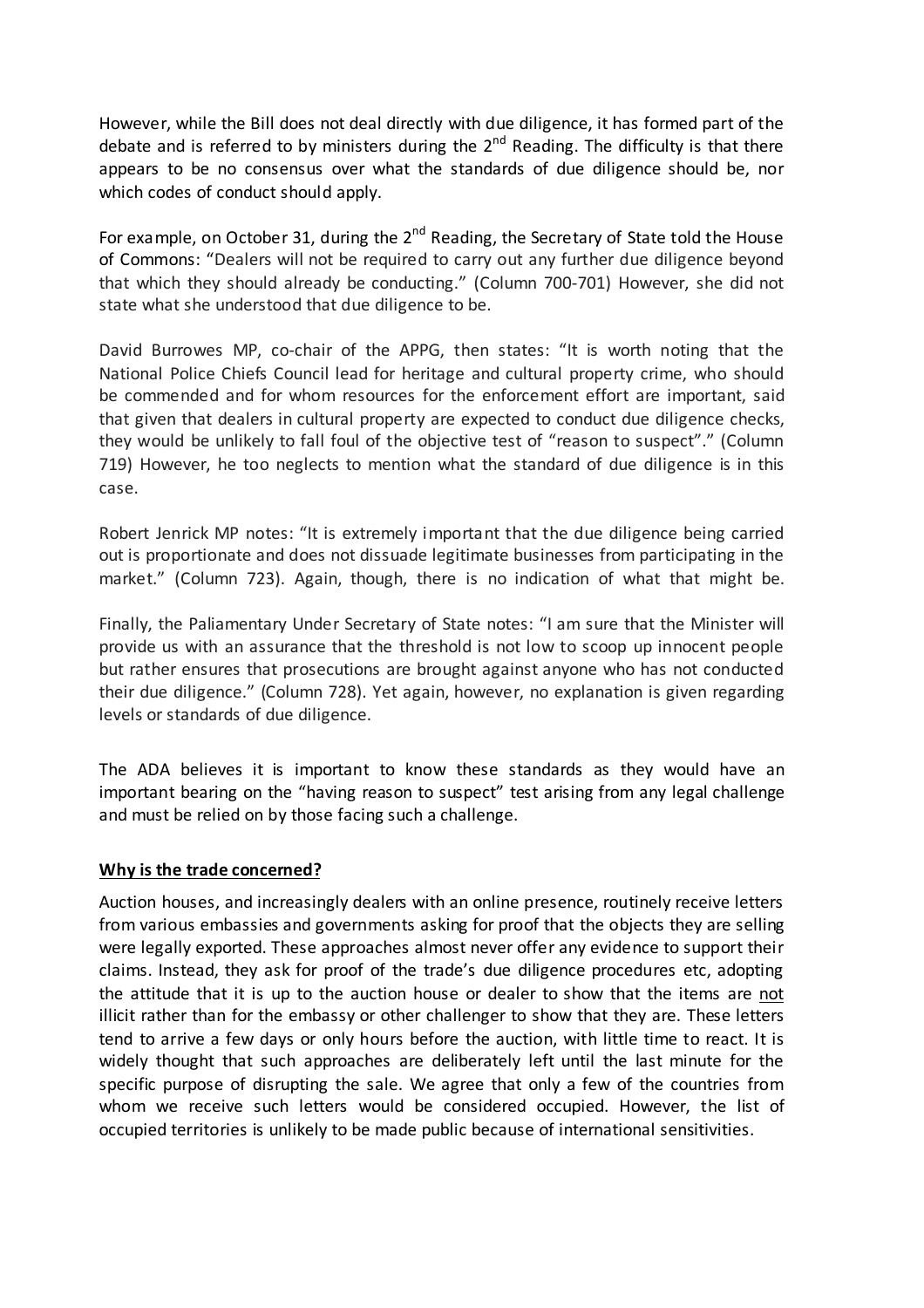However, while the Bill does not deal directly with due diligence, it has formed part of the debate and is referred to by ministers during the 2nd Reading. The difficulty is that there appears to be no consensus over what the standards of due diligence should be, nor which codes of conduct should apply.

For example, on October 31, during the 2nd Reading, the Secretary of State told the House of Commons: "Dealers will not be required to carry out any further due diligence beyond that which they should already be conducting." (Column 700-701) However, she did not state what she understood that due diligence to be.

David Burrowes MP, co-chair of the APPG, then states: "It is worth noting that the National Police Chiefs Council lead for heritage and cultural property crime, who should be commended and for whom resources for the enforcement effort are important, said that given that dealers in cultural property are expected to conduct due diligence checks, they would be unlikely to fall foul of the objective test of "reason to suspect"." (Column 719) However, he too neglects to mention what the standard of due diligence is in this case.

Robert Jenrick MP notes: "It is extremely important that the due diligence being carried out is proportionate and does not dissuade legitimate businesses from participating in the market." (Column 723). Again, though, there is no indication of what that might be.

Finally, the Paliamentary Under Secretary of State notes: "I am sure that the Minister will provide us with an assurance that the threshold is not low to scoop up innocent people but rather ensures that prosecutions are brought against anyone who has not conducted their due diligence." (Column 728). Yet again, however, no explanation is given regarding levels or standards of due diligence.

The ADA believes it is important to know these standards as they would have an important bearing on the "having reason to suspect" test arising from any legal challenge and must be relied on by those facing such a challenge.

**Why is the trade concerned?**

Auction houses, and increasingly dealers with an online presence, routinely receive letters from various embassies and governments asking for proof that the objects they are selling were legally exported. These approaches almost never offer any evidence to support their claims. Instead, they ask for proof of the trade's due diligence procedures etc, adopting the attitude that it is up to the auction house or dealer to show that the items are not illicit rather than for the embassy or other challenger to show that they are. These letters tend to arrive a few days or only hours before the auction, with little time to react. It is widely thought that such approaches are deliberately left until the last minute for the specific purpose of disrupting the sale. We agree that only a few of the countries from whom we receive such letters would be considered occupied. However, the list of occupied territories is unlikely to be made public because of international sensitivities.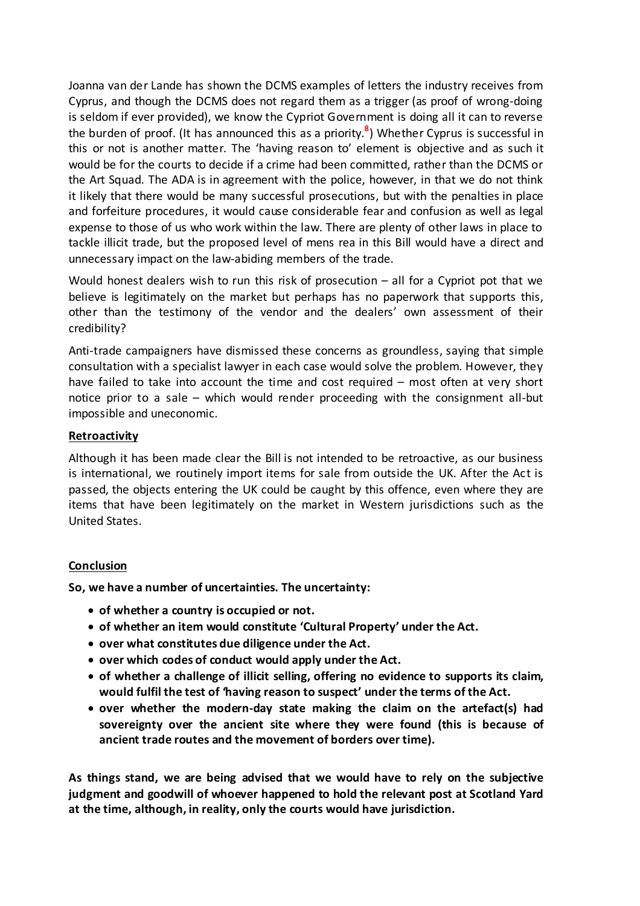Joanna van der Lande has shown the DCMS examples of letters the industry receives from Cyprus, and though the DCMS does not regard them as a trigger (as proof of wrong-doing is seldom if ever provided), we know the Cypriot Government is doing all it can to reverse the burden of proof. (It has announced this as a priority.[8]) Whether Cyprus is successful in this or not is another matter. The 'having reason to' element is objective and as such it would be for the courts to decide if a crime had been committed, rather than the DCMS or the Art Squad. The ADA is in agreement with the police, however, in that we do not think it likely that there would be many successful prosecutions, but with the penalties in place and forfeiture procedures, it would cause considerable fear and confusion as well as legal expense to those of us who work within the law. There are plenty of other laws in place to tackle illicit trade, but the proposed level of mens rea in this Bill would have a direct and unnecessary impact on the law-abiding members of the trade.

Would honest dealers wish to run this risk of prosecution – all for a Cypriot pot that we believe is legitimately on the market but perhaps has no paperwork that supports this, other than the testimony of the vendor and the dealers' own assessment of their credibility?

Anti-trade campaigners have dismissed these concerns as groundless, saying that simple consultation with a specialist lawyer in each case would solve the problem. However, they have failed to take into account the time and cost required – most often at very short notice prior to a sale – which would render proceeding with the consignment all-but impossible and uneconomic.

**Retroactivity**

Although it has been made clear the Bill is not intended to be retroactive, as our business is international, we routinely import items for sale from outside the UK. After the Act is passed, the objects entering the UK could be caught by this offence, even where they are items that have been legitimately on the market in Western jurisdictions such as the United States.

**Conclusion**

**So, we have a number of uncertainties. The uncertainty:**

- **of whether a country is occupied or not.**
- **of whether an item would constitute 'Cultural Property' under the Act.**
- **over what constitutes due diligence under the Act.**
- **over which codes of conduct would apply under the Act.**
- **of whether a challenge of illicit selling, offering no evidence to supports its claim, would fulfil the test of 'having reason to suspect' under the terms of the Act.**
- **over whether the modern-day state making the claim on the artefact(s) had sovereignty over the ancient site where they were found (this is because of ancient trade routes and the movement of borders over time).**

**As things stand, we are being advised that we would have to rely on the subjective judgment and goodwill of whoever happened to hold the relevant post at Scotland Yard at the time, although, in reality, only the courts would have jurisdiction.**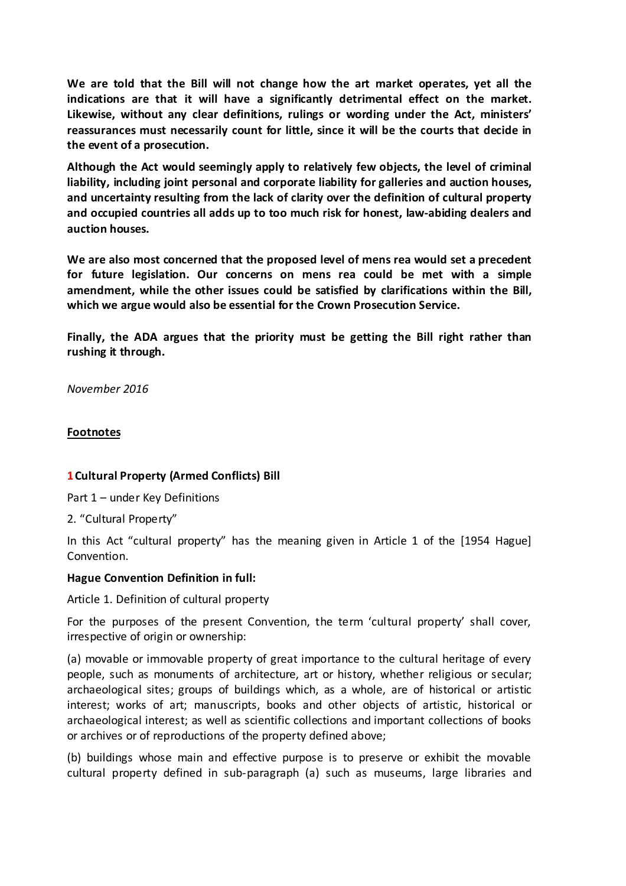**We are told that the Bill will not change how the art market operates, yet all the indications are that it will have a significantly detrimental effect on the market. Likewise, without any clear definitions, rulings or wording under the Act, ministers' reassurances must necessarily count for little, since it will be the courts that decide in the event of a prosecution.**

**Although the Act would seemingly apply to relatively few objects, the level of criminal liability, including joint personal and corporate liability for galleries and auction houses, and uncertainty resulting from the lack of clarity over the definition of cultural property and occupied countries all adds up to too much risk for honest, law-abiding dealers and auction houses.**

**We are also most concerned that the proposed level of mens rea would set a precedent for future legislation. Our concerns on mens rea could be met with a simple amendment, while the other issues could be satisfied by clarifications within the Bill, which we argue would also be essential for the Crown Prosecution Service.**

**Finally, the ADA argues that the priority must be getting the Bill right rather than rushing it through.**

*November 2016*

## Footnotes

**1 Cultural Property (Armed Conflicts) Bill**

Part 1 – under Key Definitions

2. "Cultural Property"

In this Act "cultural property" has the meaning given in Article 1 of the [1954 Hague] Convention.

**Hague Convention Definition in full:**

Article 1. Definition of cultural property

For the purposes of the present Convention, the term 'cultural property' shall cover, irrespective of origin or ownership:

(a) movable or immovable property of great importance to the cultural heritage of every people, such as monuments of architecture, art or history, whether religious or secular; archaeological sites; groups of buildings which, as a whole, are of historical or artistic interest; works of art; manuscripts, books and other objects of artistic, historical or archaeological interest; as well as scientific collections and important collections of books or archives or of reproductions of the property defined above;

(b) buildings whose main and effective purpose is to preserve or exhibit the movable cultural property defined in sub-paragraph (a) such as museums, large libraries and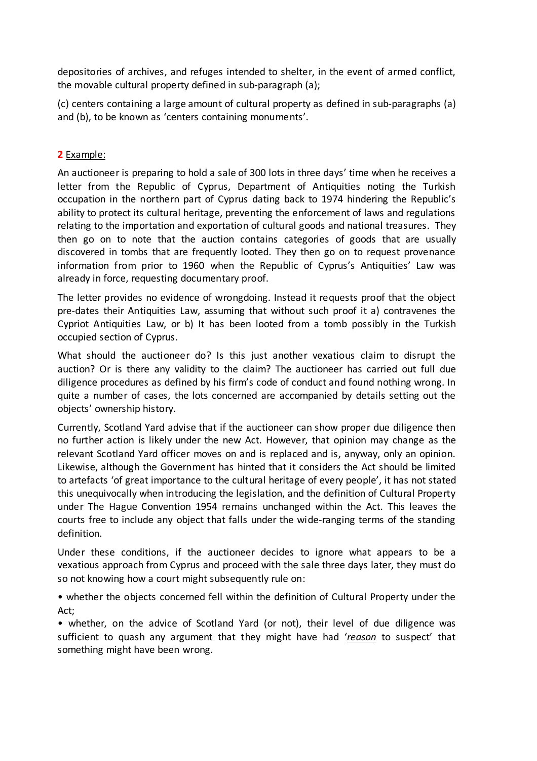depositories of archives, and refuges intended to shelter, in the event of armed conflict, the movable cultural property defined in sub-paragraph (a);

(c) centers containing a large amount of cultural property as defined in sub-paragraphs (a) and (b), to be known as 'centers containing monuments'.

**2** Example:

An auctioneer is preparing to hold a sale of 300 lots in three days' time when he receives a letter from the Republic of Cyprus, Department of Antiquities noting the Turkish occupation in the northern part of Cyprus dating back to 1974 hindering the Republic's ability to protect its cultural heritage, preventing the enforcement of laws and regulations relating to the importation and exportation of cultural goods and national treasures. They then go on to note that the auction contains categories of goods that are usually discovered in tombs that are frequently looted. They then go on to request provenance information from prior to 1960 when the Republic of Cyprus's Antiquities' Law was already in force, requesting documentary proof.

The letter provides no evidence of wrongdoing. Instead it requests proof that the object pre-dates their Antiquities Law, assuming that without such proof it a) contravenes the Cypriot Antiquities Law, or b) It has been looted from a tomb possibly in the Turkish occupied section of Cyprus.

What should the auctioneer do? Is this just another vexatious claim to disrupt the auction? Or is there any validity to the claim? The auctioneer has carried out full due diligence procedures as defined by his firm's code of conduct and found nothing wrong. In quite a number of cases, the lots concerned are accompanied by details setting out the objects' ownership history.

Currently, Scotland Yard advise that if the auctioneer can show proper due diligence then no further action is likely under the new Act. However, that opinion may change as the relevant Scotland Yard officer moves on and is replaced and is, anyway, only an opinion. Likewise, although the Government has hinted that it considers the Act should be limited to artefacts 'of great importance to the cultural heritage of every people', it has not stated this unequivocally when introducing the legislation, and the definition of Cultural Property under The Hague Convention 1954 remains unchanged within the Act. This leaves the courts free to include any object that falls under the wide-ranging terms of the standing definition.

Under these conditions, if the auctioneer decides to ignore what appears to be a vexatious approach from Cyprus and proceed with the sale three days later, they must do so not knowing how a court might subsequently rule on:

- whether the objects concerned fell within the definition of Cultural Property under the Act;
- whether, on the advice of Scotland Yard (or not), their level of due diligence was sufficient to quash any argument that they might have had '*reason* to suspect' that something might have been wrong.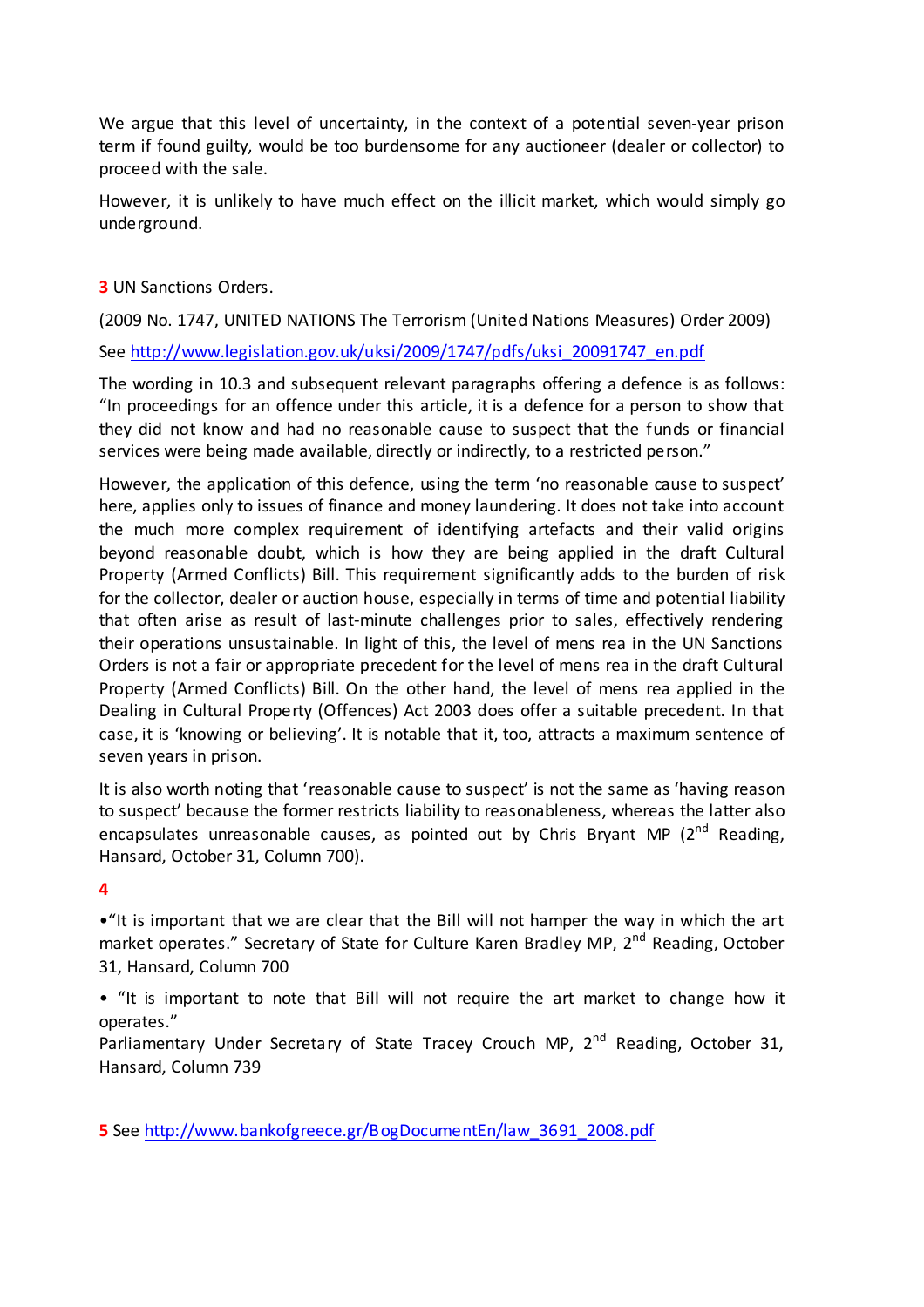We argue that this level of uncertainty, in the context of a potential seven-year prison term if found guilty, would be too burdensome for any auctioneer (dealer or collector) to proceed with the sale.

However, it is unlikely to have much effect on the illicit market, which would simply go underground.

**3** UN Sanctions Orders.

(2009 No. 1747, UNITED NATIONS The Terrorism (United Nations Measures) Order 2009)

See http://www.legislation.gov.uk/uksi/2009/1747/pdfs/uksi_20091747_en.pdf

The wording in 10.3 and subsequent relevant paragraphs offering a defence is as follows: "In proceedings for an offence under this article, it is a defence for a person to show that they did not know and had no reasonable cause to suspect that the funds or financial services were being made available, directly or indirectly, to a restricted person."

However, the application of this defence, using the term 'no reasonable cause to suspect' here, applies only to issues of finance and money laundering. It does not take into account the much more complex requirement of identifying artefacts and their valid origins beyond reasonable doubt, which is how they are being applied in the draft Cultural Property (Armed Conflicts) Bill. This requirement significantly adds to the burden of risk for the collector, dealer or auction house, especially in terms of time and potential liability that often arise as result of last-minute challenges prior to sales, effectively rendering their operations unsustainable. In light of this, the level of mens rea in the UN Sanctions Orders is not a fair or appropriate precedent for the level of mens rea in the draft Cultural Property (Armed Conflicts) Bill. On the other hand, the level of mens rea applied in the Dealing in Cultural Property (Offences) Act 2003 does offer a suitable precedent. In that case, it is 'knowing or believing'. It is notable that it, too, attracts a maximum sentence of seven years in prison.

It is also worth noting that 'reasonable cause to suspect' is not the same as 'having reason to suspect' because the former restricts liability to reasonableness, whereas the latter also encapsulates unreasonable causes, as pointed out by Chris Bryant MP (2nd Reading, Hansard, October 31, Column 700).

**4**

- "It is important that we are clear that the Bill will not hamper the way in which the art market operates." Secretary of State for Culture Karen Bradley MP, 2nd Reading, October 31, Hansard, Column 700

- "It is important to note that Bill will not require the art market to change how it operates."
Parliamentary Under Secretary of State Tracey Crouch MP, 2nd Reading, October 31, Hansard, Column 739

**5** See http://www.bankofgreece.gr/BogDocumentEn/law_3691_2008.pdf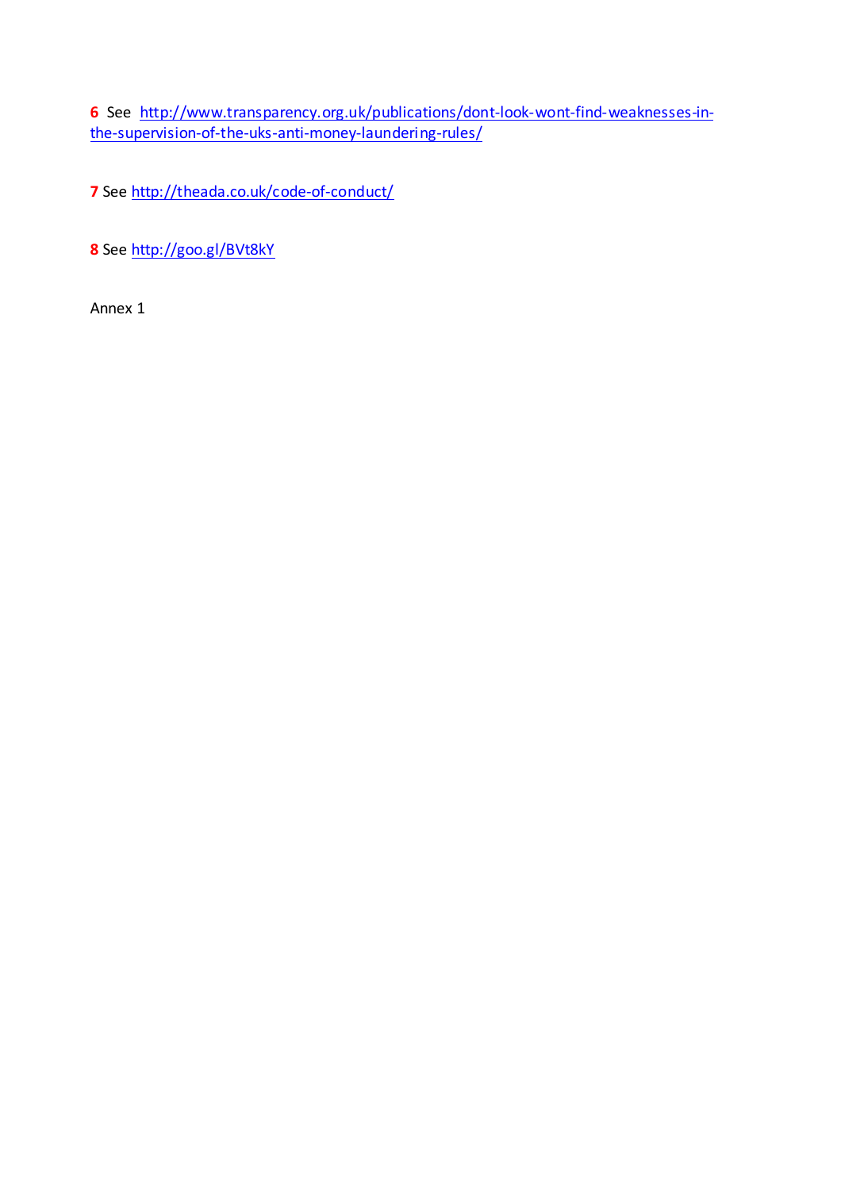**6** See http://www.transparency.org.uk/publications/dont-look-wont-find-weaknesses-in-the-supervision-of-the-uks-anti-money-laundering-rules/

**7** See http://theada.co.uk/code-of-conduct/

**8** See http://goo.gl/BVt8kY

Annex 1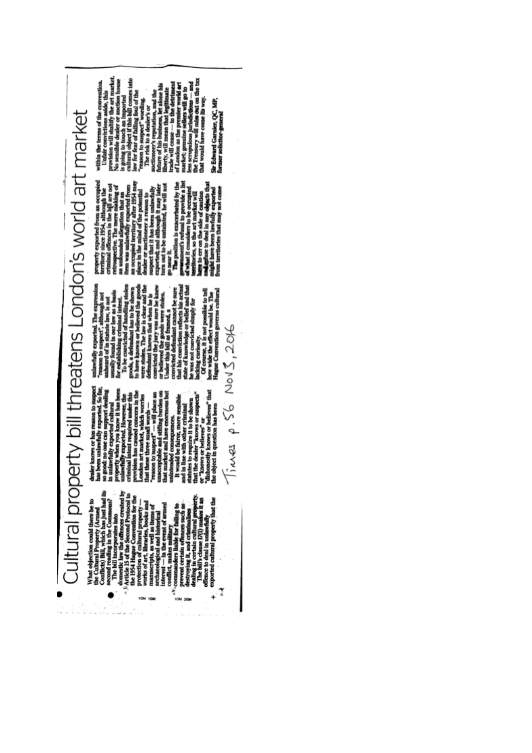# Cultural property bill threatens London's world art market

What objection could there be to the Cultural Property (Armed Conflicts) Bill, which has just had its second reading in the Commons?

The bill incorporates into domestic law the offences created by Article 15 of the Second Protocol to the 1954 Hague Convention for the protection of cultural property — works of art, libraries, books and manuscripts, as well as items of archaeological and historical interest — in the event of armed conflict, makes military commanders liable for failing to prevent certain offences such as destroying it, and criminalises dealing in certain cultural property.

The bill's clause 17(1) makes it an offence to deal in unlawfully exported cultural property that the dealer knows or has reason to suspect has been unlawfully exported. So far, so good: no one can support dealing in unlawfully exported cultural property when you know it has been unlawfully exported. However, the criminal intent required under this provision has caused concern in the London art market, which worries that these three small words — "reason to suspect" — will place an unacceptable and stifling burden on that market and have enormous but unintended consequences.

It would be fairer, more sensible and in line with other criminal statutes to require it to be shown that the dealer "knows or suspects" or "knows or believes" or "dishonestly knows or believes" that the object in question has been unlawfully exported. The expression "reason to suspect", although not unheard of in statute law, is not usually found in our law as a basis for establishing criminal intent.

To be convicted of handling stolen goods, a defendant has to be shown to have known or believed the goods were stolen. The law is clear and the defendant knows that when he is convicted the jury was sure he knew or believed the goods were stolen. Under this bill as framed, a convicted defendant cannot be sure that his conviction reflects his actual state of knowledge or belief and that he was not convicted simply for lacking curiosity.

Of course, it is not possible to tell how wide the effect would be. The Hague Convention governs cultural property exported from an occupied territory since 1954, although the criminal offences in the bill are not retrospective. The mere making of an unfounded allegation that an item was unlawfully exported from an occupied territory after 1954 may place in the mind of the potential dealer or auctioneer a reason to suspect that it has been unlawfully exported; and although it may later turn out to be untainted, he will not go near it.

The position is exacerbated by the government's refusal to provide a list of what it considers to be occupied territories, so the art market will have to err on the side of caution and refuse to deal in any objects that might have been lawfully exported from territories that may not come within the terms of the convention.

Unfair convictions aside, this provision will stultify the art market. No sensible dealer or auction house is going to touch an imported cultural object if this bill comes into law for fear of falling foul of the "reason to suspect" wording.

The risk to a dealer's or auctioneer's reputation, and the future of his business, let alone his liberty, will mean that legitimate trade will cease — to the detriment of London as the premier world art market: genuine sellers will go to less scrupulous jurisdictions — and the Treasury will miss out on the tax that would have come its way.

Sir Edward Garnier, QC, MP, former solicitor-general

Times p.56 Nov 3, 2016